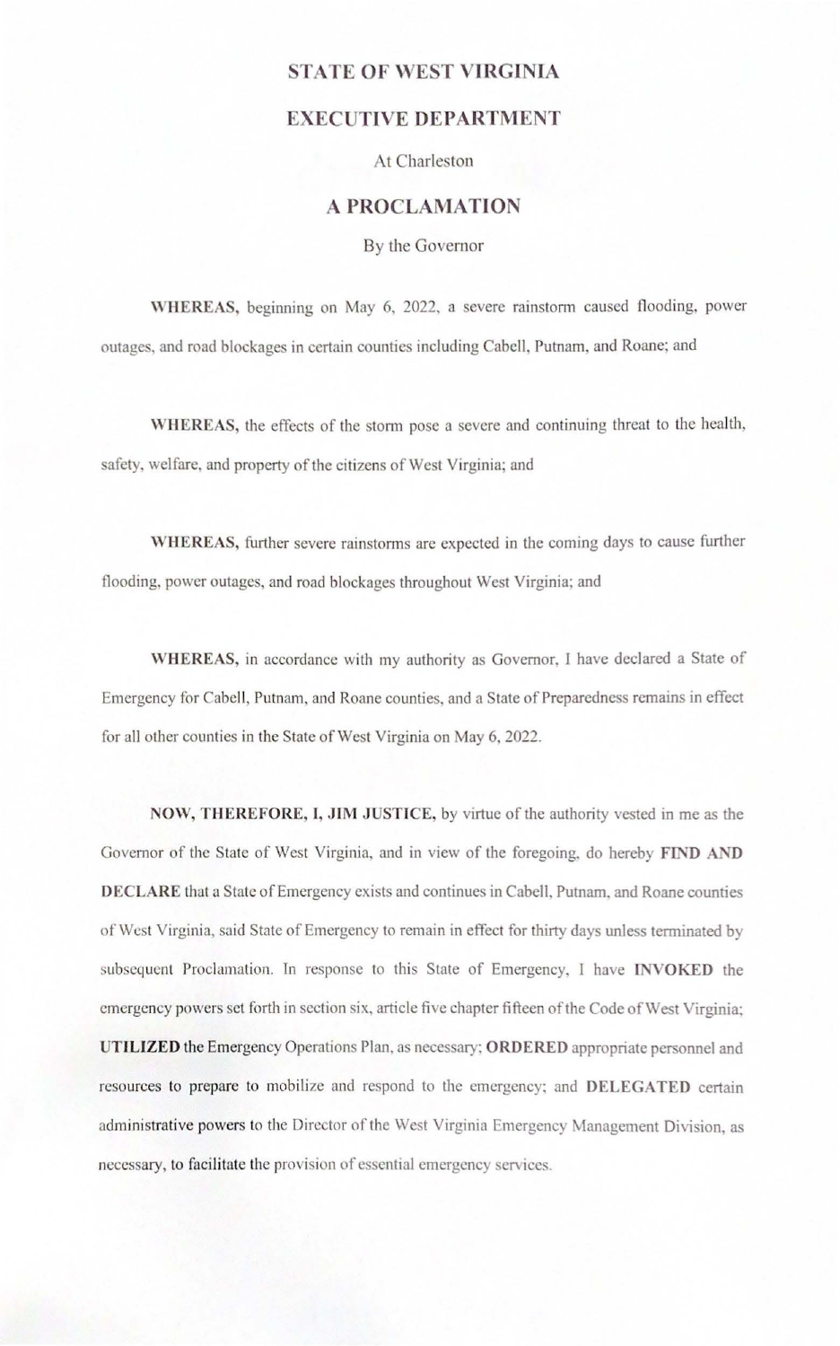# STATE OF WEST VIRGINIA

## EXECUTIVE DEPARTMENT

At Charleston

## A PROCLAMATION

By the Governor

**WHEREAS,** beginning on May 6, 2022, a severe rainstorm caused flooding, power outages, and road blockages in certain counties including Cabell, Putnam, and Roane; and

**WHEREAS,** the effects of the storm pose a severe and continuing threat to the health, safety, welfare, and property of the citizens of West Virginia; and

**WHEREAS,** further severe rainstorms are expected in the coming days to cause further flooding, power outages, and road blockages throughout West Virginia; and

**WHEREAS,** in accordance with my authority as Governor, I have declared a State of Emergency for Cabell, Putnam, and Roane counties, and a State of Preparedness remains in effect for all other counties in the State of West Virginia on May 6, 2022.

**NOW, THEREFORE, I, JIM JUSTICE,** by virtue of the authority vested in me as the Governor of the State of West Virginia, and in view of the foregoing, do hereby **FIND AND DECLARE** that a State of Emergency exists and continues in Cabell, Putnam, and Roane counties of West Virginia, said State of Emergency to remain in effect for thirty days unless terminated by subsequent Proclamation. In response to this State of Emergency, I have **INVOKED** the emergency powers set forth in section six, article five chapter fifteen of the Code of West Virginia; **UTILIZED** the Emergency Operations Plan, as necessary; **ORDERED** appropriate personnel and resources to prepare to mobilize and respond to the emergency; and **DELEGATED** certain administrative powers to the Director of the West Virginia Emergency Management Division, as necessary, to facilitate the provision of essential emergency services.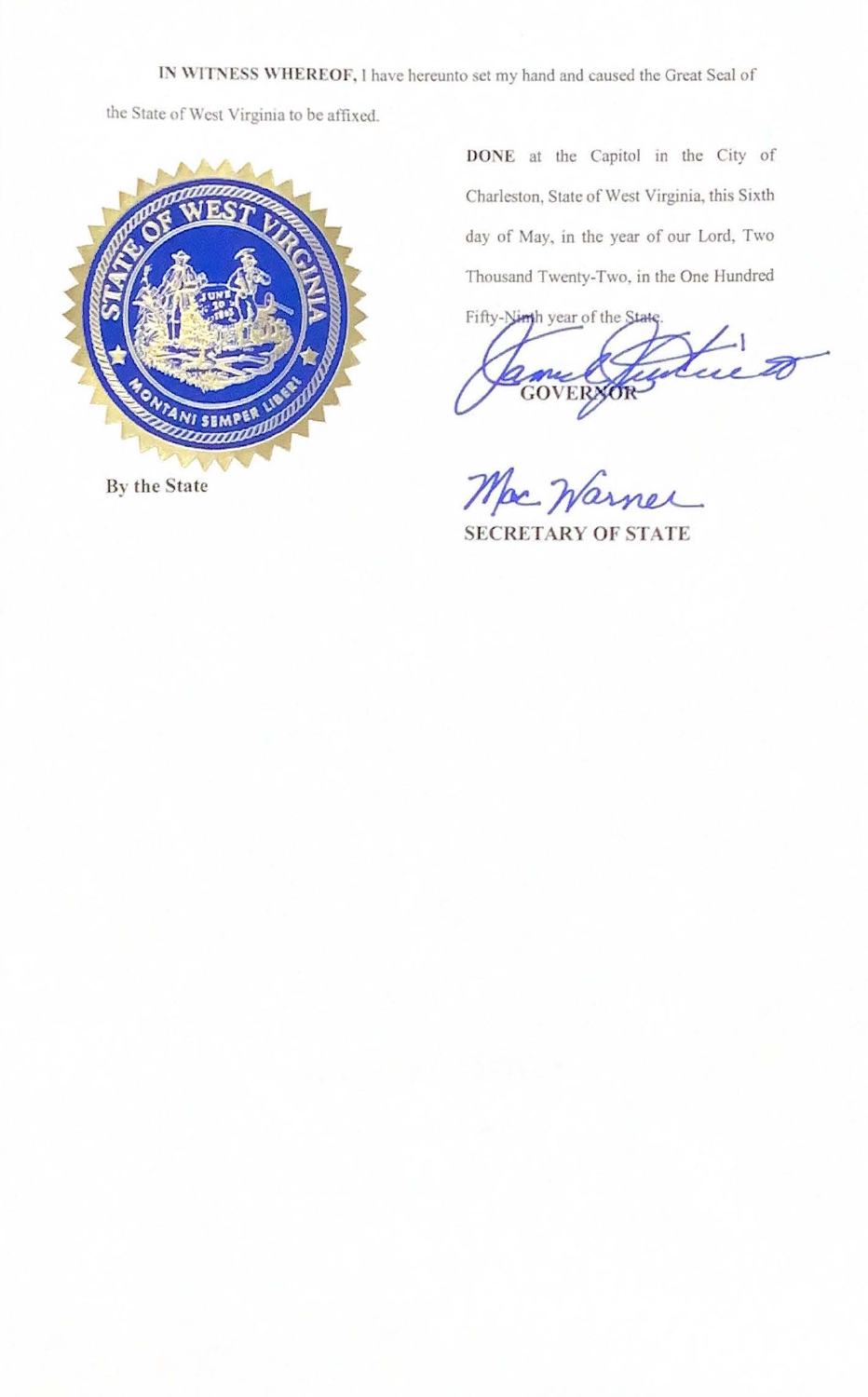**IN WITNESS WHEREOF,** I have hereunto set my hand and caused the Great Seal of the State of West Virginia to be affixed.

**DONE** at the Capitol in the City of Charleston, State of West Virginia, this Sixth day of May, in the year of our Lord, Two Thousand Twenty-Two, in the One Hundred Fifty-Ninth year of the State.

**GOVERNOR**

By the State

**SECRETARY OF STATE**